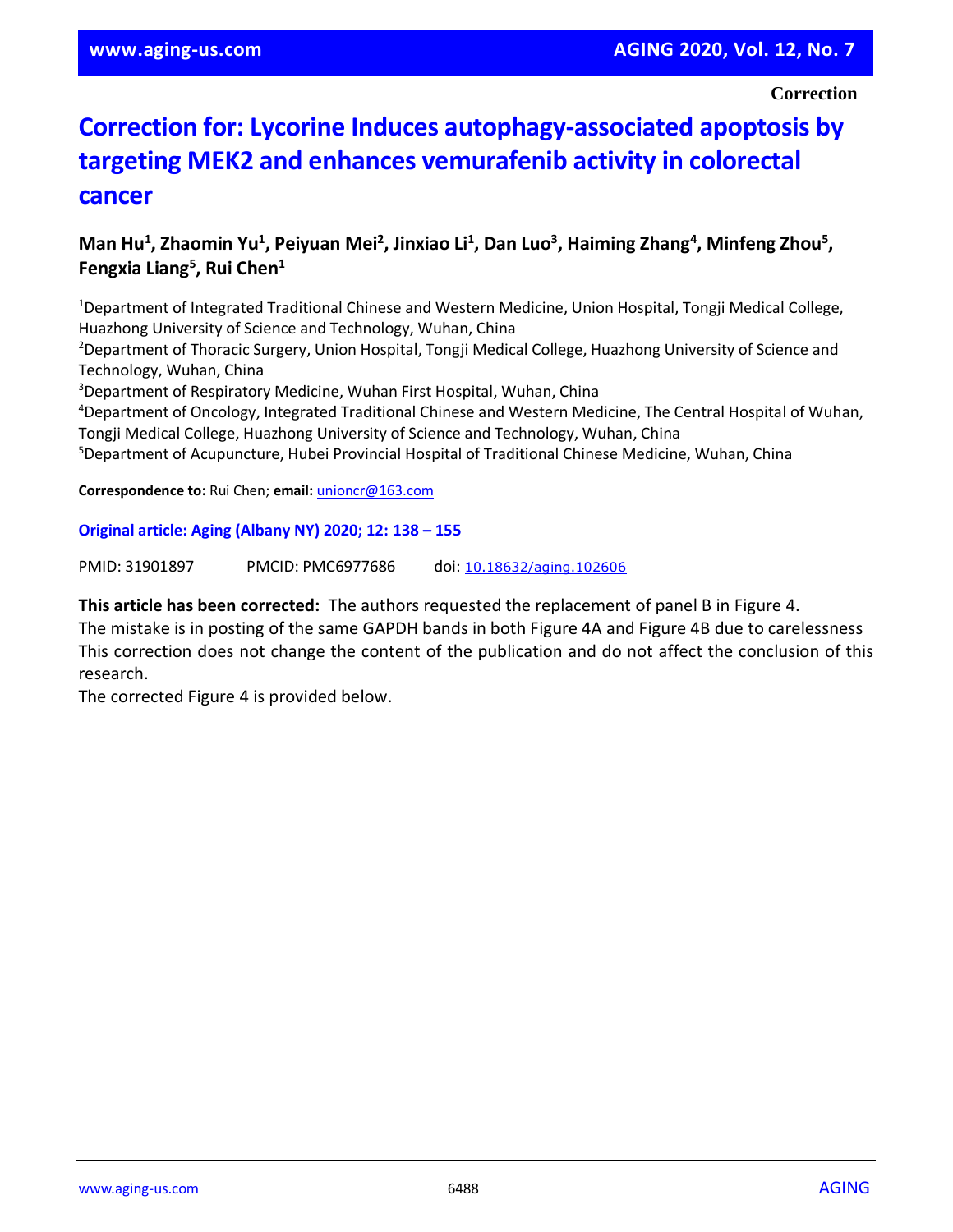**Correction**

# Correction for: Lycorine Induces autophagy-associated apoptosis by targeting MEK2 and enhances vemurafenib activity in colorectal cancer

**Man Hu[1], Zhaomin Yu[1], Peiyuan Mei[2], Jinxiao Li[1], Dan Luo[3], Haiming Zhang[4], Minfeng Zhou[5], Fengxia Liang[5], Rui Chen[1]**

[1]Department of Integrated Traditional Chinese and Western Medicine, Union Hospital, Tongji Medical College, Huazhong University of Science and Technology, Wuhan, China
[2]Department of Thoracic Surgery, Union Hospital, Tongji Medical College, Huazhong University of Science and Technology, Wuhan, China
[3]Department of Respiratory Medicine, Wuhan First Hospital, Wuhan, China
[4]Department of Oncology, Integrated Traditional Chinese and Western Medicine, The Central Hospital of Wuhan, Tongji Medical College, Huazhong University of Science and Technology, Wuhan, China
[5]Department of Acupuncture, Hubei Provincial Hospital of Traditional Chinese Medicine, Wuhan, China

**Correspondence to:** Rui Chen; **email:** unioncr@163.com

**Original article: Aging (Albany NY) 2020; 12: 138 – 155**

PMID: 31901897 PMCID: PMC6977686 doi: 10.18632/aging.102606

**This article has been corrected:** The authors requested the replacement of panel B in Figure 4.
The mistake is in posting of the same GAPDH bands in both Figure 4A and Figure 4B due to carelessness
This correction does not change the content of the publication and do not affect the conclusion of this research.
The corrected Figure 4 is provided below.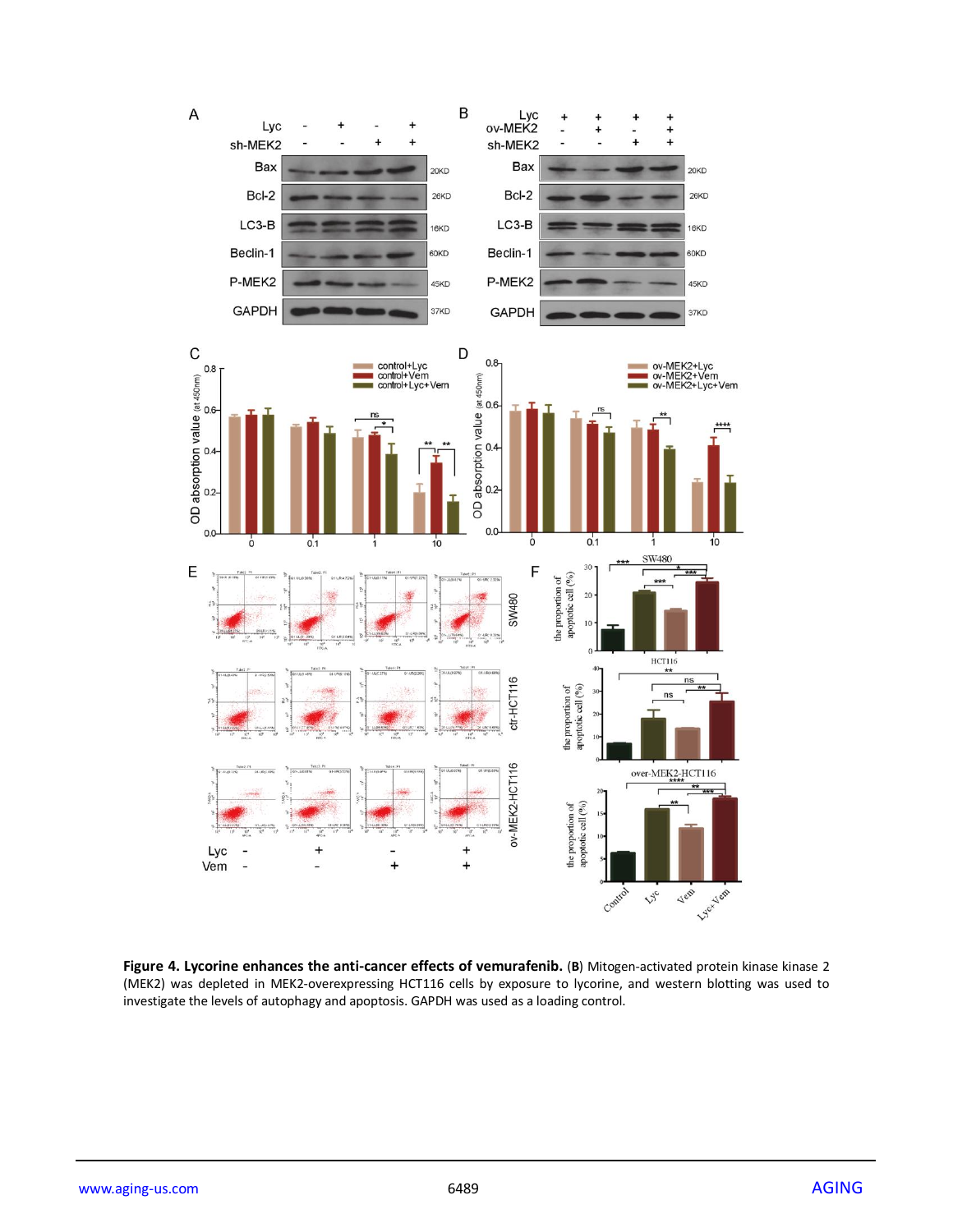A

| Lyc | - | + | - | + |
|---|---|---|---|---|
| sh-MEK2 | - | - | + | + |

Bax 20KD
Bcl-2 26KD
LC3-B 16KD
Beclin-1 60KD
P-MEK2 45KD
GAPDH 37KD

B

| Lyc | + | + | + | + |
|---|---|---|---|---|
| ov-MEK2 | - | + | - | + |
| sh-MEK2 | - | - | + | + |

Bax 20KD
Bcl-2 26KD
LC3-B 16KD
Beclin-1 60KD
P-MEK2 45KD
GAPDH 37KD

C

OD absorption value (at 450nm)
0.0
0.2
0.4
0.6
0.8
0
0.1
1
10
control+Lyc
control+Vem
control+Lyc+Vem
ns
*
**
**

D

OD absorption value (at 450nm)
0.0
0.2
0.4
0.6
0.8
0
0.1
1
10
ov-MEK2+Lyc
ov-MEK2+Vem
ov-MEK2+Lyc+Vem
ns
**
****

E

SW480
ctr-HCT116
ov-MEK2-HCT116
Lyc - + - +
Vem - - + +

F

SW480
the proportion of apoptotic cell (%)
0
10
20
30
***
*
***
***

HCT116
the proportion of apoptotic cell (%)
0
10
20
30
40
**
ns
**
ns

over-MEK2-HCT116
the proportion of apoptotic cell (%)
0
5
10
15
20
****
**
***
**

Control
Lyc
Vem
Lyc+Vem

**Figure 4. Lycorine enhances the anti-cancer effects of vemurafenib.** (**B**) Mitogen-activated protein kinase kinase 2 (MEK2) was depleted in MEK2-overexpressing HCT116 cells by exposure to lycorine, and western blotting was used to investigate the levels of autophagy and apoptosis. GAPDH was used as a loading control.